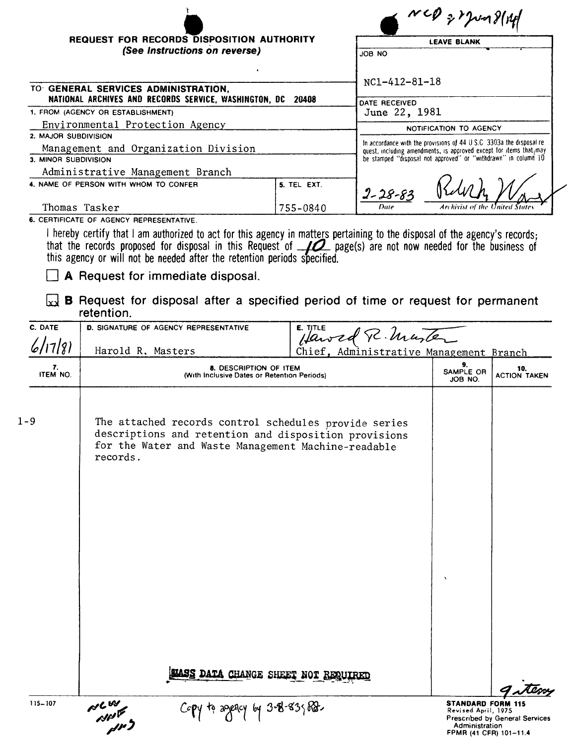NCD 3-? 8/14

# REQUEST FOR RECORDS DISPOSITION AUTHORITY

*(See Instructions on reverse)*

| LEAVE BLANK |
|---|
| JOB NO |
| NC1-412-81-18 |
| DATE RECEIVED |
| June 22, 1981 |
| NOTIFICATION TO AGENCY |
| In accordance with the provisions of 44 U.S.C. 3303a the disposal request, including amendments, is approved except for items that may be stamped "disposal not approved" or "withdrawn" in column 10 |
| 2-28-83 (Date) — [signature] (Archivist of the United States) |

TO: **GENERAL SERVICES ADMINISTRATION, NATIONAL ARCHIVES AND RECORDS SERVICE, WASHINGTON, DC 20408**

1. FROM (AGENCY OR ESTABLISHMENT)
   Environmental Protection Agency

2. MAJOR SUBDIVISION
   Management and Organization Division

3. MINOR SUBDIVISION
   Administrative Management Branch

4. NAME OF PERSON WITH WHOM TO CONFER: Thomas Tasker

5. TEL. EXT.: 755-0840

6. CERTIFICATE OF AGENCY REPRESENTATIVE.

I hereby certify that I am authorized to act for this agency in matters pertaining to the disposal of the agency's records; that the records proposed for disposal in this Request of 10 page(s) are not now needed for the business of this agency or will not be needed after the retention periods specified.

☐ **A** Request for immediate disposal.

☒ **B** Request for disposal after a specified period of time or request for permanent retention.

| C. DATE | D. SIGNATURE OF AGENCY REPRESENTATIVE | E. TITLE |
|---|---|---|
| 6/17/81 | Harold R. Masters | Chief, Administrative Management Branch |

| 7. ITEM NO. | 8. DESCRIPTION OF ITEM (With Inclusive Dates or Retention Periods) | 9. SAMPLE OR JOB NO. | 10. ACTION TAKEN |
|---|---|---|---|
| 1-9 | The attached records control schedules provide series descriptions and retention and disposition provisions for the Water and Waste Management Machine-readable records. | | |

**MASS DATA CHANGE SHEET NOT REQUIRED**

9 items

115-107

NCW NNF NNS

Copy to agency by 3-8-83 RB.

**STANDARD FORM 115**
Revised April, 1975
Prescribed by General Services Administration
FPMR (41 CFR) 101-11.4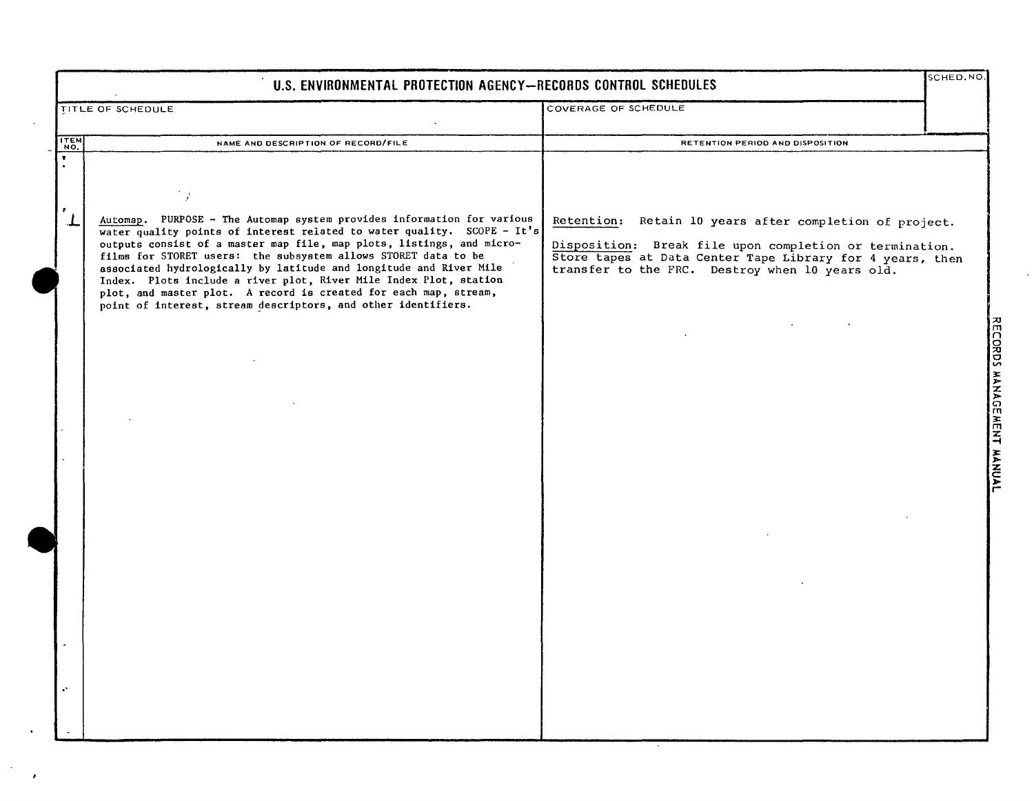# U.S. ENVIRONMENTAL PROTECTION AGENCY—RECORDS CONTROL SCHEDULES

| TITLE OF SCHEDULE | COVERAGE OF SCHEDULE | SCHED. NO. |
|---|---|---|
| | | |

| ITEM NO. | NAME AND DESCRIPTION OF RECORD/FILE | RETENTION PERIOD AND DISPOSITION |
|---|---|---|
| 1 | Automap. PURPOSE - The Automap system provides information for various water quality points of interest related to water quality. SCOPE - It's outputs consist of a master map file, map plots, listings, and microfilms for STORET users: the subsystem allows STORET data to be associated hydrologically by latitude and longitude and River Mile Index. Plots include a river plot, River Mile Index Plot, station plot, and master plot. A record is created for each map, stream, point of interest, stream descriptors, and other identifiers. | Retention: Retain 10 years after completion of project.<br><br>Disposition: Break file upon completion or termination. Store tapes at Data Center Tape Library for 4 years, then transfer to the FRC. Destroy when 10 years old. |

RECORDS MANAGEMENT MANUAL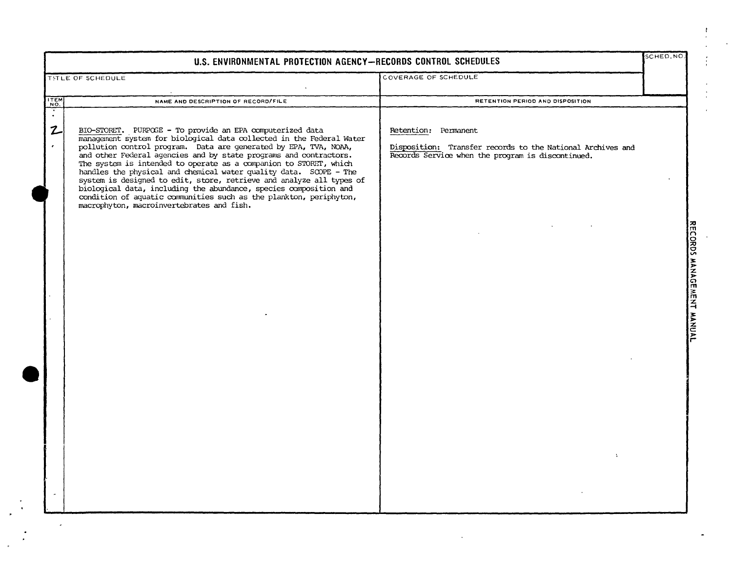# U.S. ENVIRONMENTAL PROTECTION AGENCY—RECORDS CONTROL SCHEDULES

| TITLE OF SCHEDULE | COVERAGE OF SCHEDULE | SCHED. NO. |
|---|---|---|
| | | |

| ITEM NO. | NAME AND DESCRIPTION OF RECORD/FILE | RETENTION PERIOD AND DISPOSITION |
|---|---|---|
| 2 | BIO-STORET. PURPOSE - To provide an EPA computerized data management system for biological data collected in the Federal Water pollution control program. Data are generated by EPA, TVA, NOAA, and other Federal agencies and by state programs and contractors. The system is intended to operate as a companion to STORET, which handles the physical and chemical water quality data. SCOPE - The system is designed to edit, store, retrieve and analyze all types of biological data, including the abundance, species composition and condition of aquatic communities such as the plankton, periphyton, macrophyton, macroinvertebrates and fish. | Retention: Permanent<br><br>Disposition: Transfer records to the National Archives and Records Service when the program is discontinued. |

RECORDS MANAGEMENT MANUAL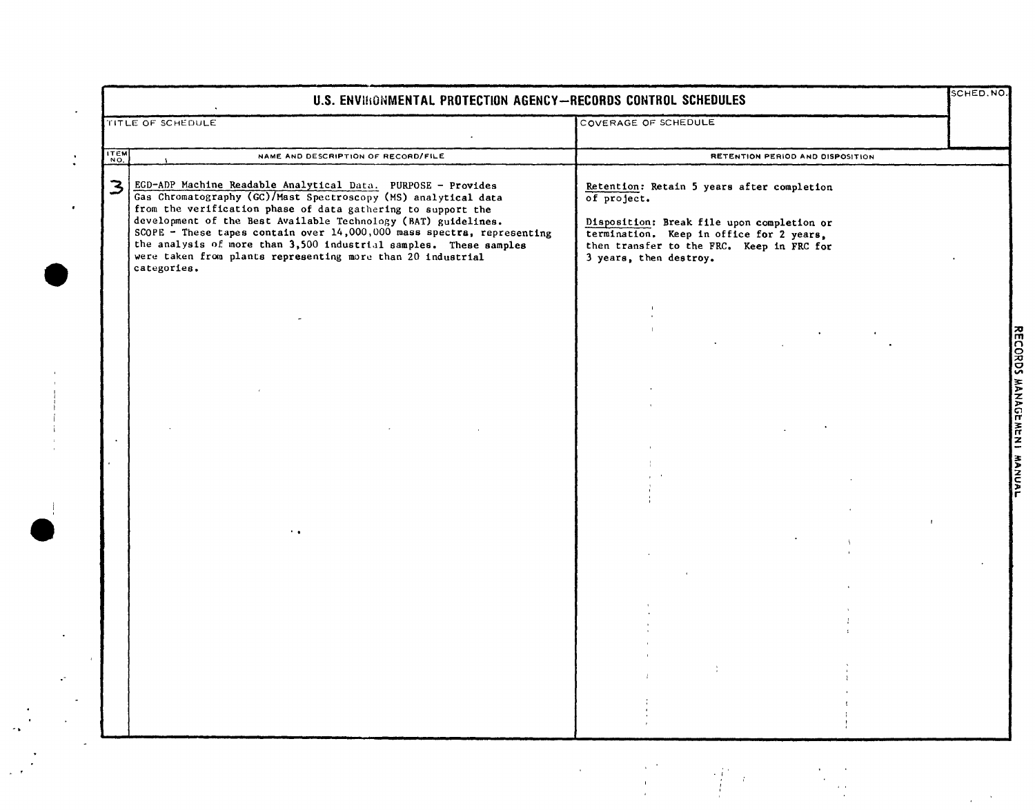# U.S. ENVIRONMENTAL PROTECTION AGENCY—RECORDS CONTROL SCHEDULES

| TITLE OF SCHEDULE | COVERAGE OF SCHEDULE | SCHED. NO. |
|---|---|---|
| | | |

| ITEM NO. | NAME AND DESCRIPTION OF RECORD/FILE | RETENTION PERIOD AND DISPOSITION |
|---|---|---|
| 3 | EGD-ADP Machine Readable Analytical Data. PURPOSE - Provides Gas Chromatography (GC)/Mast Spectroscopy (MS) analytical data from the verification phase of data gathering to support the development of the Best Available Technology (BAT) guidelines. SCOPE - These tapes contain over 14,000,000 mass spectra, representing the analysis of more than 3,500 industrial samples. These samples were taken from plants representing more than 20 industrial categories. | Retention: Retain 5 years after completion of project.<br><br>Disposition: Break file upon completion or termination. Keep in office for 2 years, then transfer to the FRC. Keep in FRC for 3 years, then destroy. |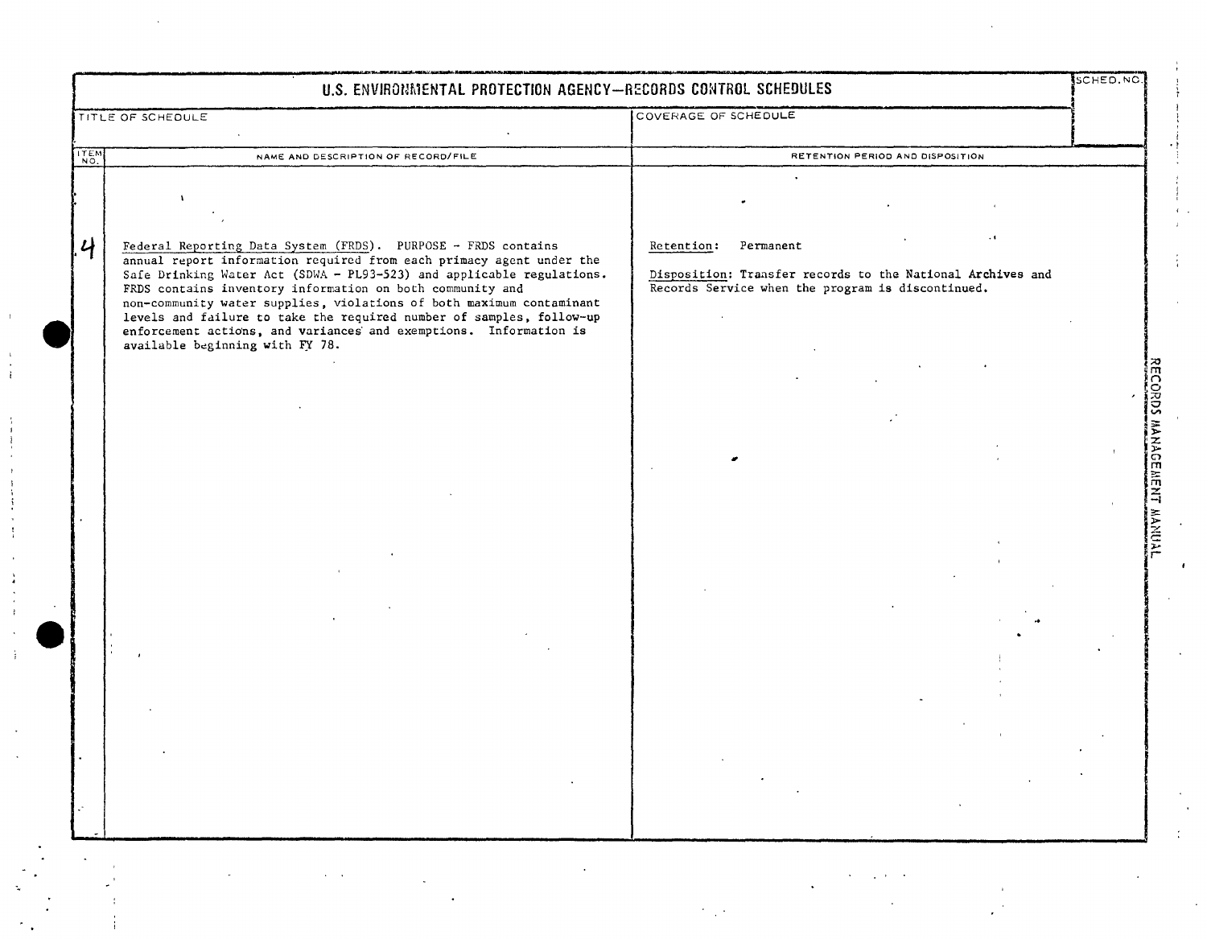# U.S. ENVIRONMENTAL PROTECTION AGENCY—RECORDS CONTROL SCHEDULES

| TITLE OF SCHEDULE | COVERAGE OF SCHEDULE | SCHED. NO. |
| --- | --- | --- |
| | | |

| ITEM NO. | NAME AND DESCRIPTION OF RECORD/FILE | RETENTION PERIOD AND DISPOSITION |
| --- | --- | --- |
| 4 | Federal Reporting Data System (FRDS). PURPOSE - FRDS contains annual report information required from each primacy agent under the Safe Drinking Water Act (SDWA - PL93-523) and applicable regulations. FRDS contains inventory information on both community and non-community water supplies, violations of both maximum contaminant levels and failure to take the required number of samples, follow-up enforcement actions, and variances and exemptions. Information is available beginning with FY 78. | Retention: Permanent<br><br>Disposition: Transfer records to the National Archives and Records Service when the program is discontinued. |

RECORDS MANAGEMENT MANUAL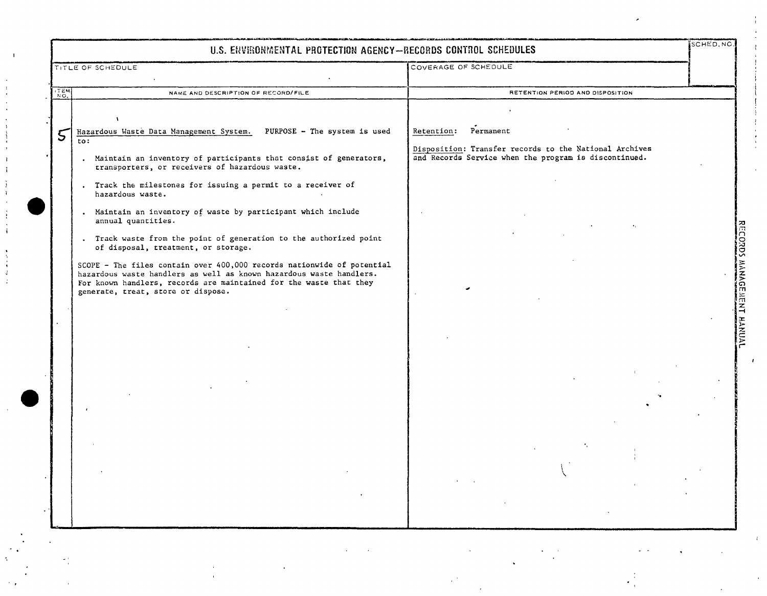# U.S. ENVIRONMENTAL PROTECTION AGENCY—RECORDS CONTROL SCHEDULES

| TITLE OF SCHEDULE | COVERAGE OF SCHEDULE | SCHED. NO. |
|---|---|---|
| | | |

| ITEM NO. | NAME AND DESCRIPTION OF RECORD/FILE | RETENTION PERIOD AND DISPOSITION |
|---|---|---|
| 5 | Hazardous Waste Data Management System. PURPOSE - The system is used to:<br><br>. Maintain an inventory of participants that consist of generators, transporters, or receivers of hazardous waste.<br><br>. Track the milestones for issuing a permit to a receiver of hazardous waste.<br><br>. Maintain an inventory of waste by participant which include annual quantities.<br><br>. Track waste from the point of generation to the authorized point of disposal, treatment, or storage.<br><br>SCOPE - The files contain over 400,000 records nationwide of potential hazardous waste handlers as well as known hazardous waste handlers. For known handlers, records are maintained for the waste that they generate, treat, store or dispose. | Retention: Permanent<br><br>Disposition: Transfer records to the National Archives and Records Service when the program is discontinued. |

RECORDS MANAGEMENT MANUAL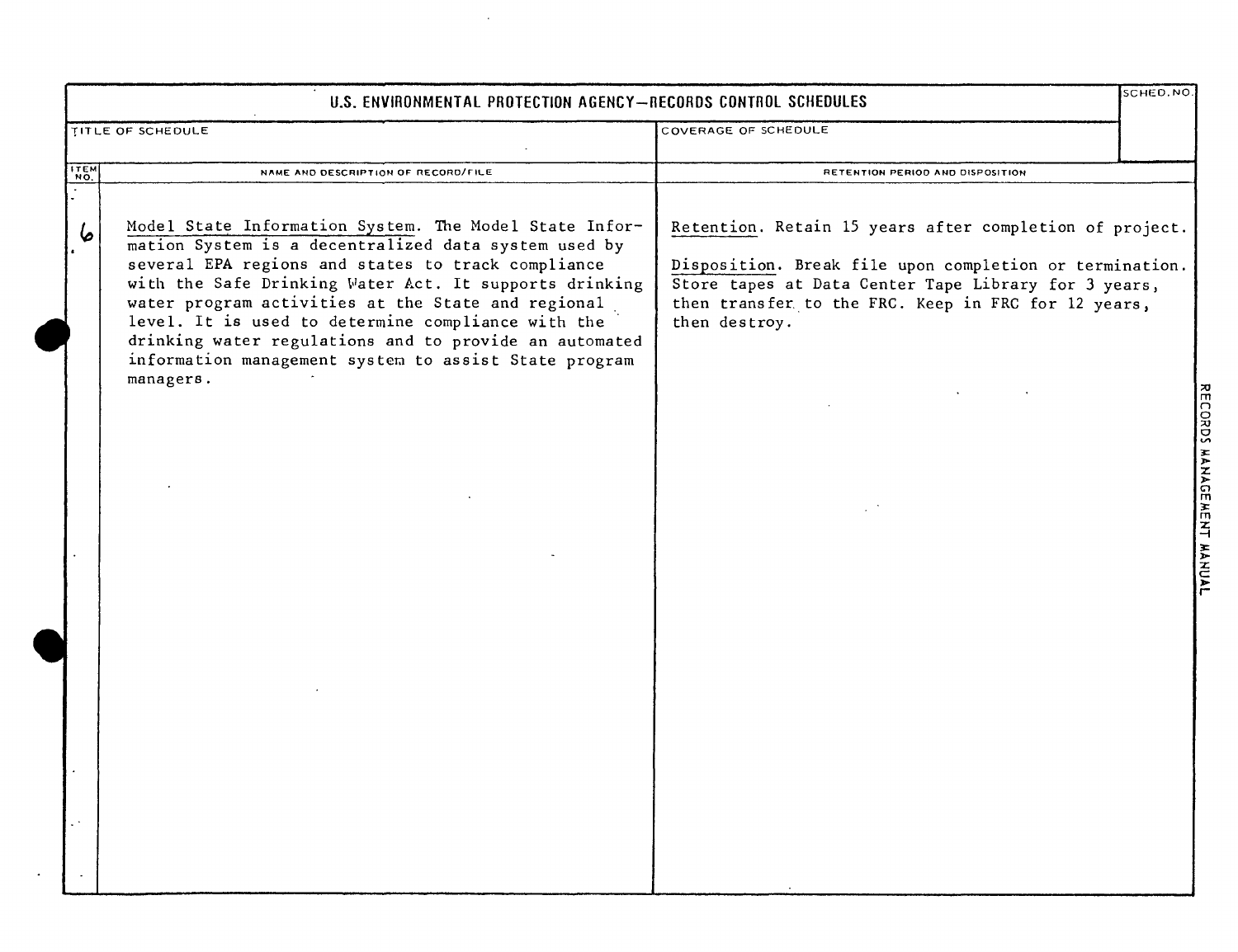# U.S. ENVIRONMENTAL PROTECTION AGENCY—RECORDS CONTROL SCHEDULES

| TITLE OF SCHEDULE | COVERAGE OF SCHEDULE | SCHED. NO. |
|---|---|---|
| | | |

| ITEM NO. | NAME AND DESCRIPTION OF RECORD/FILE | RETENTION PERIOD AND DISPOSITION |
|---|---|---|
| 6 | Model State Information System. The Model State Information System is a decentralized data system used by several EPA regions and states to track compliance with the Safe Drinking Water Act. It supports drinking water program activities at the State and regional level. It is used to determine compliance with the drinking water regulations and to provide an automated information management system to assist State program managers. | Retention. Retain 15 years after completion of project.<br><br>Disposition. Break file upon completion or termination. Store tapes at Data Center Tape Library for 3 years, then transfer to the FRC. Keep in FRC for 12 years, then destroy. |

RECORDS MANAGEMENT MANUAL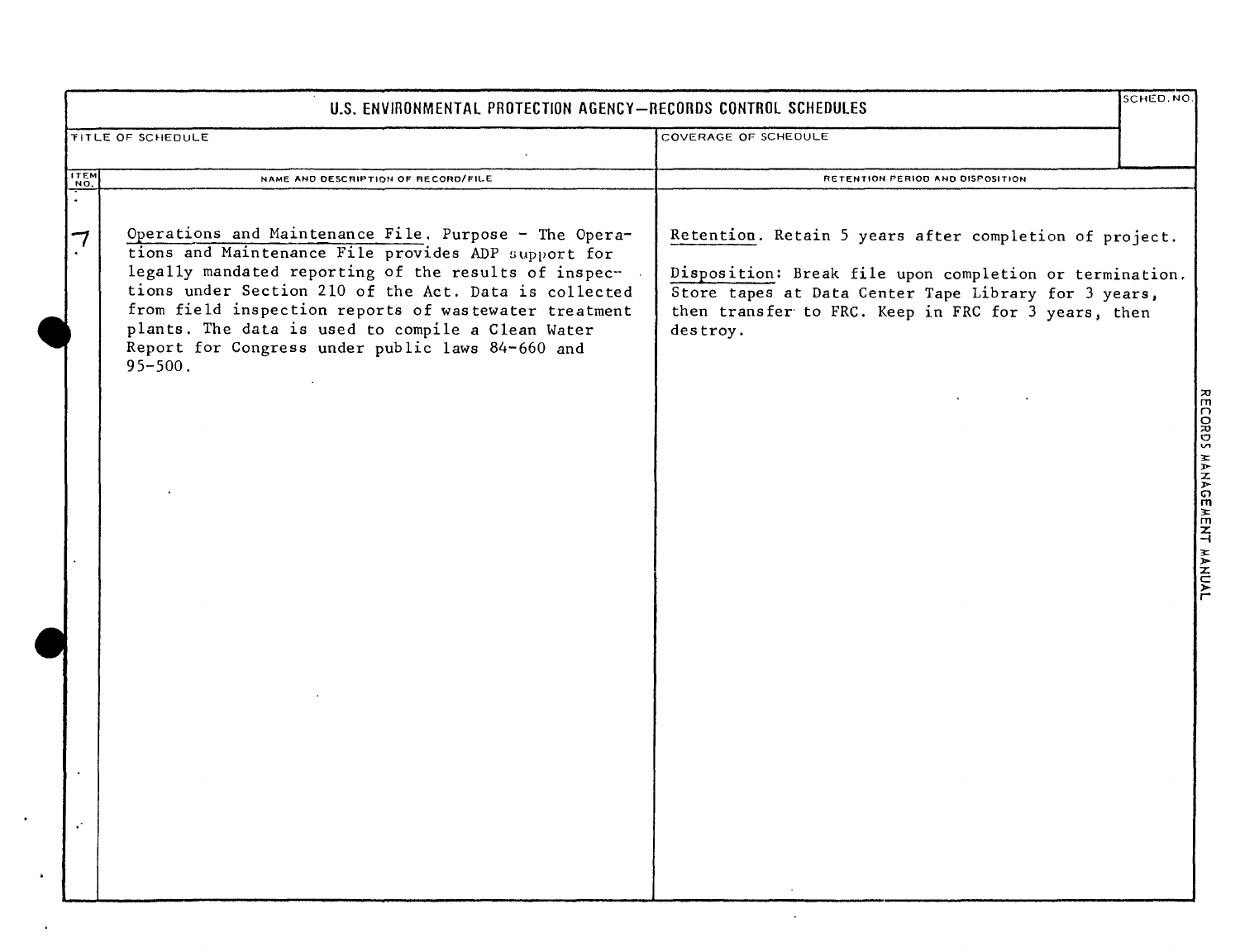# U.S. ENVIRONMENTAL PROTECTION AGENCY—RECORDS CONTROL SCHEDULES

| TITLE OF SCHEDULE | COVERAGE OF SCHEDULE | SCHED. NO. |
| --- | --- | --- |
| | | |

| ITEM NO. | NAME AND DESCRIPTION OF RECORD/FILE | RETENTION PERIOD AND DISPOSITION |
| --- | --- | --- |
| 7 | Operations and Maintenance File. Purpose - The Operations and Maintenance File provides ADP support for legally mandated reporting of the results of inspections under Section 210 of the Act. Data is collected from field inspection reports of wastewater treatment plants. The data is used to compile a Clean Water Report for Congress under public laws 84-660 and 95-500. | Retention. Retain 5 years after completion of project.<br><br>Disposition: Break file upon completion or termination. Store tapes at Data Center Tape Library for 3 years, then transfer to FRC. Keep in FRC for 3 years, then destroy. |

RECORDS MANAGEMENT MANUAL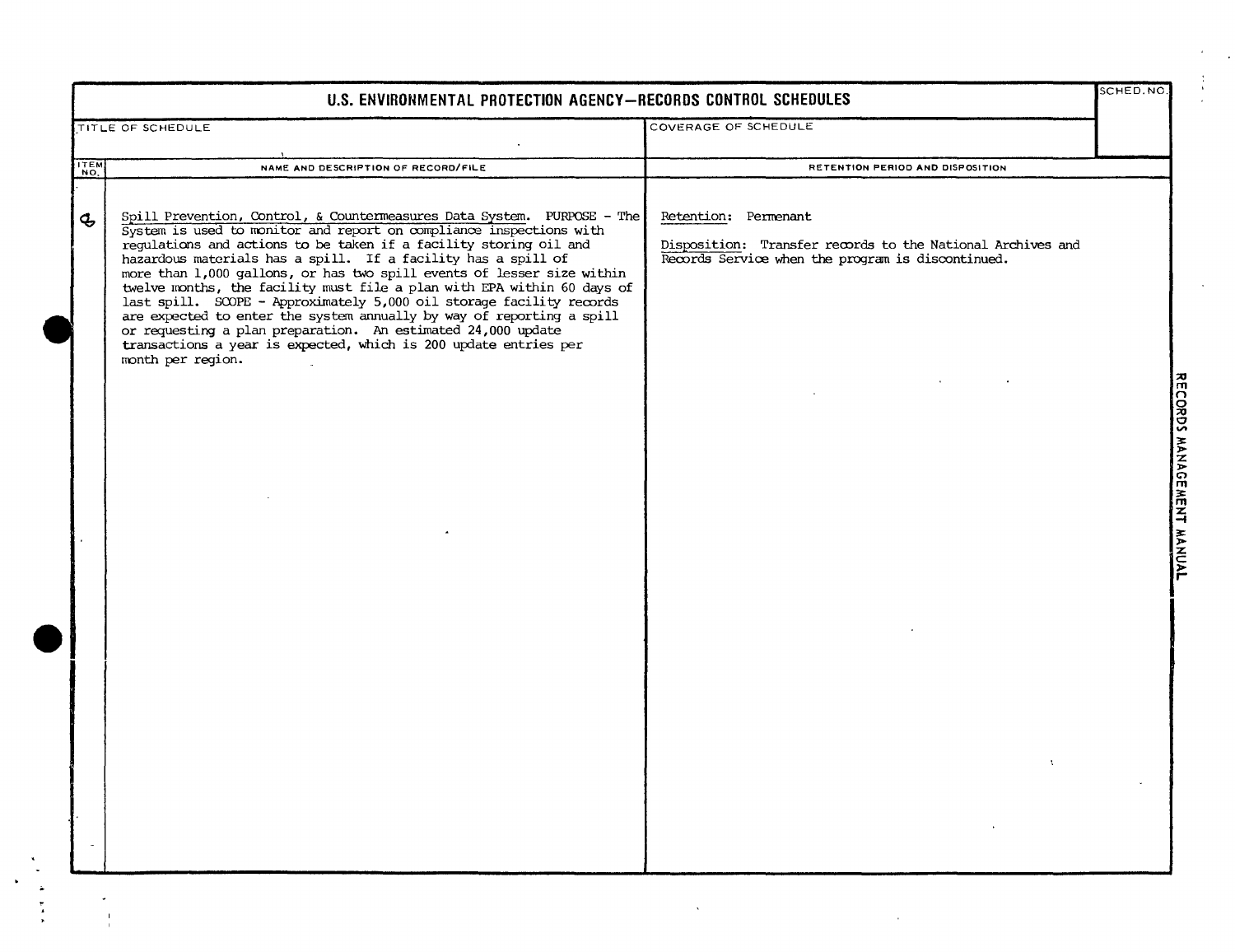# U.S. ENVIRONMENTAL PROTECTION AGENCY—RECORDS CONTROL SCHEDULES

| TITLE OF SCHEDULE | COVERAGE OF SCHEDULE | SCHED. NO. |
|---|---|---|
| | | |

| ITEM NO. | NAME AND DESCRIPTION OF RECORD/FILE | RETENTION PERIOD AND DISPOSITION |
|---|---|---|
| 8 | Spill Prevention, Control, & Countermeasures Data System. PURPOSE - The System is used to monitor and report on compliance inspections with regulations and actions to be taken if a facility storing oil and hazardous materials has a spill. If a facility has a spill of more than 1,000 gallons, or has two spill events of lesser size within twelve months, the facility must file a plan with EPA within 60 days of last spill. SCOPE - Approximately 5,000 oil storage facility records are expected to enter the system annually by way of reporting a spill or requesting a plan preparation. An estimated 24,000 update transactions a year is expected, which is 200 update entries per month per region. | Retention: Permenant<br><br>Disposition: Transfer records to the National Archives and Records Service when the program is discontinued. |

RECORDS MANAGEMENT MANUAL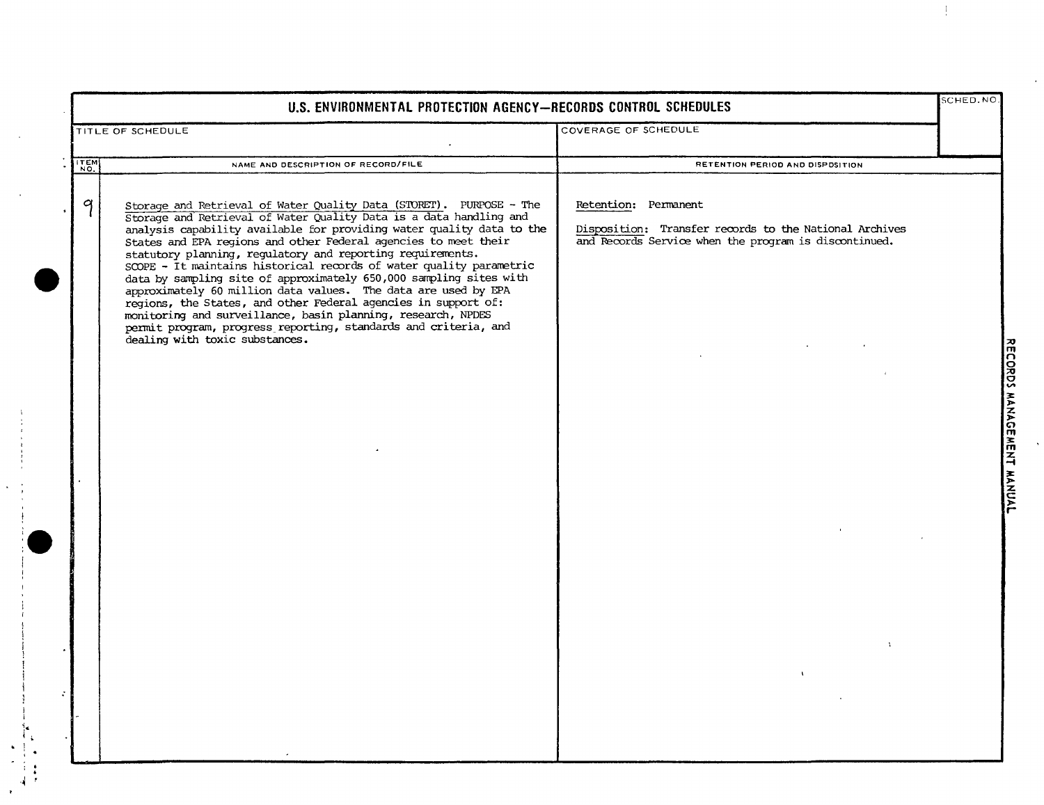# U.S. ENVIRONMENTAL PROTECTION AGENCY—RECORDS CONTROL SCHEDULES

| TITLE OF SCHEDULE | COVERAGE OF SCHEDULE | SCHED. NO. |
|---|---|---|
| | | |

| ITEM NO. | NAME AND DESCRIPTION OF RECORD/FILE | RETENTION PERIOD AND DISPOSITION |
|---|---|---|
| 9 | Storage and Retrieval of Water Quality Data (STORET). PURPOSE - The Storage and Retrieval of Water Quality Data is a data handling and analysis capability available for providing water quality data to the States and EPA regions and other Federal agencies to meet their statutory planning, regulatory and reporting requirements. SCOPE - It maintains historical records of water quality parametric data by sampling site of approximately 650,000 sampling sites with approximately 60 million data values. The data are used by EPA regions, the States, and other Federal agencies in support of: monitoring and surveillance, basin planning, research, NPDES permit program, progress reporting, standards and criteria, and dealing with toxic substances. | Retention: Permanent<br><br>Disposition: Transfer records to the National Archives and Records Service when the program is discontinued. |

RECORDS MANAGEMENT MANUAL